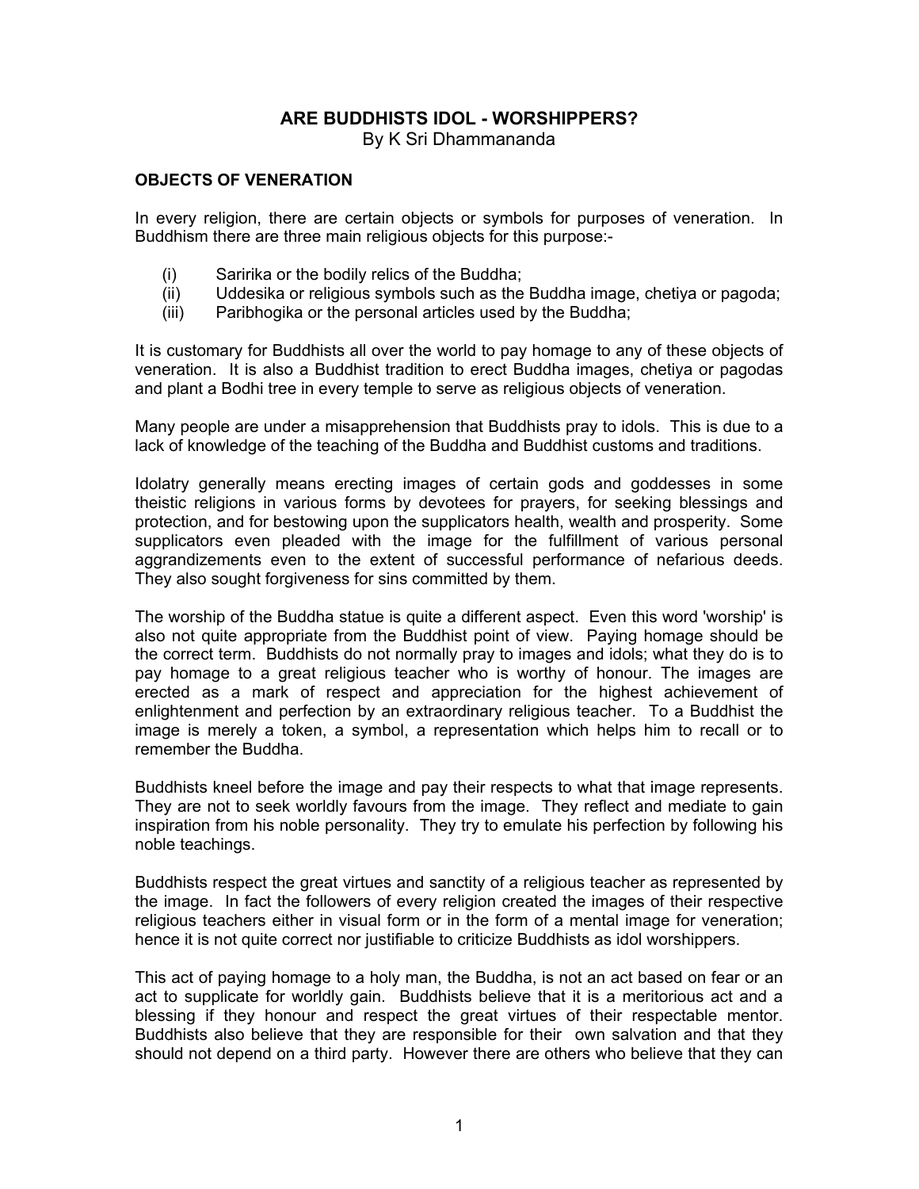# ARE BUDDHISTS IDOL - WORSHIPPERS?

By K Sri Dhammananda

## OBJECTS OF VENERATION

In every religion, there are certain objects or symbols for purposes of veneration. In Buddhism there are three main religious objects for this purpose:-

(i) Saririka or the bodily relics of the Buddha;
(ii) Uddesika or religious symbols such as the Buddha image, chetiya or pagoda;
(iii) Paribhogika or the personal articles used by the Buddha;

It is customary for Buddhists all over the world to pay homage to any of these objects of veneration. It is also a Buddhist tradition to erect Buddha images, chetiya or pagodas and plant a Bodhi tree in every temple to serve as religious objects of veneration.

Many people are under a misapprehension that Buddhists pray to idols. This is due to a lack of knowledge of the teaching of the Buddha and Buddhist customs and traditions.

Idolatry generally means erecting images of certain gods and goddesses in some theistic religions in various forms by devotees for prayers, for seeking blessings and protection, and for bestowing upon the supplicators health, wealth and prosperity. Some supplicators even pleaded with the image for the fulfillment of various personal aggrandizements even to the extent of successful performance of nefarious deeds. They also sought forgiveness for sins committed by them.

The worship of the Buddha statue is quite a different aspect. Even this word 'worship' is also not quite appropriate from the Buddhist point of view. Paying homage should be the correct term. Buddhists do not normally pray to images and idols; what they do is to pay homage to a great religious teacher who is worthy of honour. The images are erected as a mark of respect and appreciation for the highest achievement of enlightenment and perfection by an extraordinary religious teacher. To a Buddhist the image is merely a token, a symbol, a representation which helps him to recall or to remember the Buddha.

Buddhists kneel before the image and pay their respects to what that image represents. They are not to seek worldly favours from the image. They reflect and mediate to gain inspiration from his noble personality. They try to emulate his perfection by following his noble teachings.

Buddhists respect the great virtues and sanctity of a religious teacher as represented by the image. In fact the followers of every religion created the images of their respective religious teachers either in visual form or in the form of a mental image for veneration; hence it is not quite correct nor justifiable to criticize Buddhists as idol worshippers.

This act of paying homage to a holy man, the Buddha, is not an act based on fear or an act to supplicate for worldly gain. Buddhists believe that it is a meritorious act and a blessing if they honour and respect the great virtues of their respectable mentor. Buddhists also believe that they are responsible for their own salvation and that they should not depend on a third party. However there are others who believe that they can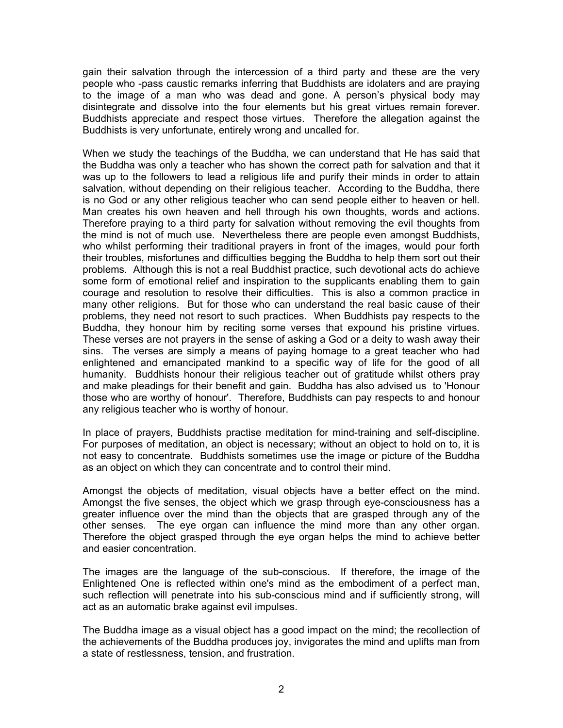gain their salvation through the intercession of a third party and these are the very people who -pass caustic remarks inferring that Buddhists are idolaters and are praying to the image of a man who was dead and gone. A person's physical body may disintegrate and dissolve into the four elements but his great virtues remain forever. Buddhists appreciate and respect those virtues. Therefore the allegation against the Buddhists is very unfortunate, entirely wrong and uncalled for.

When we study the teachings of the Buddha, we can understand that He has said that the Buddha was only a teacher who has shown the correct path for salvation and that it was up to the followers to lead a religious life and purify their minds in order to attain salvation, without depending on their religious teacher. According to the Buddha, there is no God or any other religious teacher who can send people either to heaven or hell. Man creates his own heaven and hell through his own thoughts, words and actions. Therefore praying to a third party for salvation without removing the evil thoughts from the mind is not of much use. Nevertheless there are people even amongst Buddhists, who whilst performing their traditional prayers in front of the images, would pour forth their troubles, misfortunes and difficulties begging the Buddha to help them sort out their problems. Although this is not a real Buddhist practice, such devotional acts do achieve some form of emotional relief and inspiration to the supplicants enabling them to gain courage and resolution to resolve their difficulties. This is also a common practice in many other religions. But for those who can understand the real basic cause of their problems, they need not resort to such practices. When Buddhists pay respects to the Buddha, they honour him by reciting some verses that expound his pristine virtues. These verses are not prayers in the sense of asking a God or a deity to wash away their sins. The verses are simply a means of paying homage to a great teacher who had enlightened and emancipated mankind to a specific way of life for the good of all humanity. Buddhists honour their religious teacher out of gratitude whilst others pray and make pleadings for their benefit and gain. Buddha has also advised us to 'Honour those who are worthy of honour'. Therefore, Buddhists can pay respects to and honour any religious teacher who is worthy of honour.

In place of prayers, Buddhists practise meditation for mind-training and self-discipline. For purposes of meditation, an object is necessary; without an object to hold on to, it is not easy to concentrate. Buddhists sometimes use the image or picture of the Buddha as an object on which they can concentrate and to control their mind.

Amongst the objects of meditation, visual objects have a better effect on the mind. Amongst the five senses, the object which we grasp through eye-consciousness has a greater influence over the mind than the objects that are grasped through any of the other senses. The eye organ can influence the mind more than any other organ. Therefore the object grasped through the eye organ helps the mind to achieve better and easier concentration.

The images are the language of the sub-conscious. If therefore, the image of the Enlightened One is reflected within one's mind as the embodiment of a perfect man, such reflection will penetrate into his sub-conscious mind and if sufficiently strong, will act as an automatic brake against evil impulses.

The Buddha image as a visual object has a good impact on the mind; the recollection of the achievements of the Buddha produces joy, invigorates the mind and uplifts man from a state of restlessness, tension, and frustration.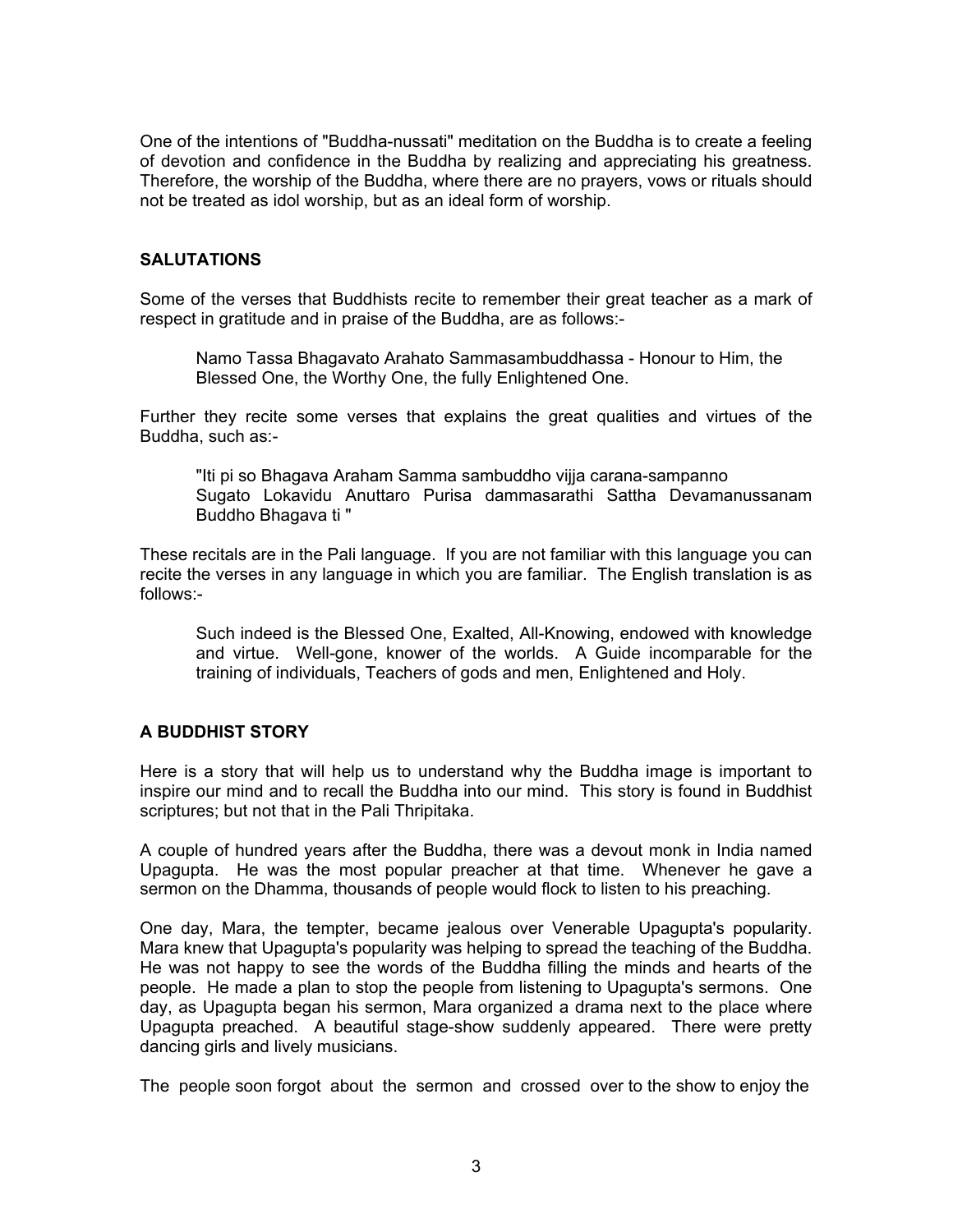One of the intentions of "Buddha-nussati" meditation on the Buddha is to create a feeling of devotion and confidence in the Buddha by realizing and appreciating his greatness. Therefore, the worship of the Buddha, where there are no prayers, vows or rituals should not be treated as idol worship, but as an ideal form of worship.

## SALUTATIONS

Some of the verses that Buddhists recite to remember their great teacher as a mark of respect in gratitude and in praise of the Buddha, are as follows:-

> Namo Tassa Bhagavato Arahato Sammasambuddhassa - Honour to Him, the Blessed One, the Worthy One, the fully Enlightened One.

Further they recite some verses that explains the great qualities and virtues of the Buddha, such as:-

> "Iti pi so Bhagava Araham Samma sambuddho vijja carana-sampanno Sugato Lokavidu Anuttaro Purisa dammasarathi Sattha Devamanussanam Buddho Bhagava ti "

These recitals are in the Pali language. If you are not familiar with this language you can recite the verses in any language in which you are familiar. The English translation is as follows:-

> Such indeed is the Blessed One, Exalted, All-Knowing, endowed with knowledge and virtue. Well-gone, knower of the worlds. A Guide incomparable for the training of individuals, Teachers of gods and men, Enlightened and Holy.

## A BUDDHIST STORY

Here is a story that will help us to understand why the Buddha image is important to inspire our mind and to recall the Buddha into our mind. This story is found in Buddhist scriptures; but not that in the Pali Thripitaka.

A couple of hundred years after the Buddha, there was a devout monk in India named Upagupta. He was the most popular preacher at that time. Whenever he gave a sermon on the Dhamma, thousands of people would flock to listen to his preaching.

One day, Mara, the tempter, became jealous over Venerable Upagupta's popularity. Mara knew that Upagupta's popularity was helping to spread the teaching of the Buddha. He was not happy to see the words of the Buddha filling the minds and hearts of the people. He made a plan to stop the people from listening to Upagupta's sermons. One day, as Upagupta began his sermon, Mara organized a drama next to the place where Upagupta preached. A beautiful stage-show suddenly appeared. There were pretty dancing girls and lively musicians.

The people soon forgot about the sermon and crossed over to the show to enjoy the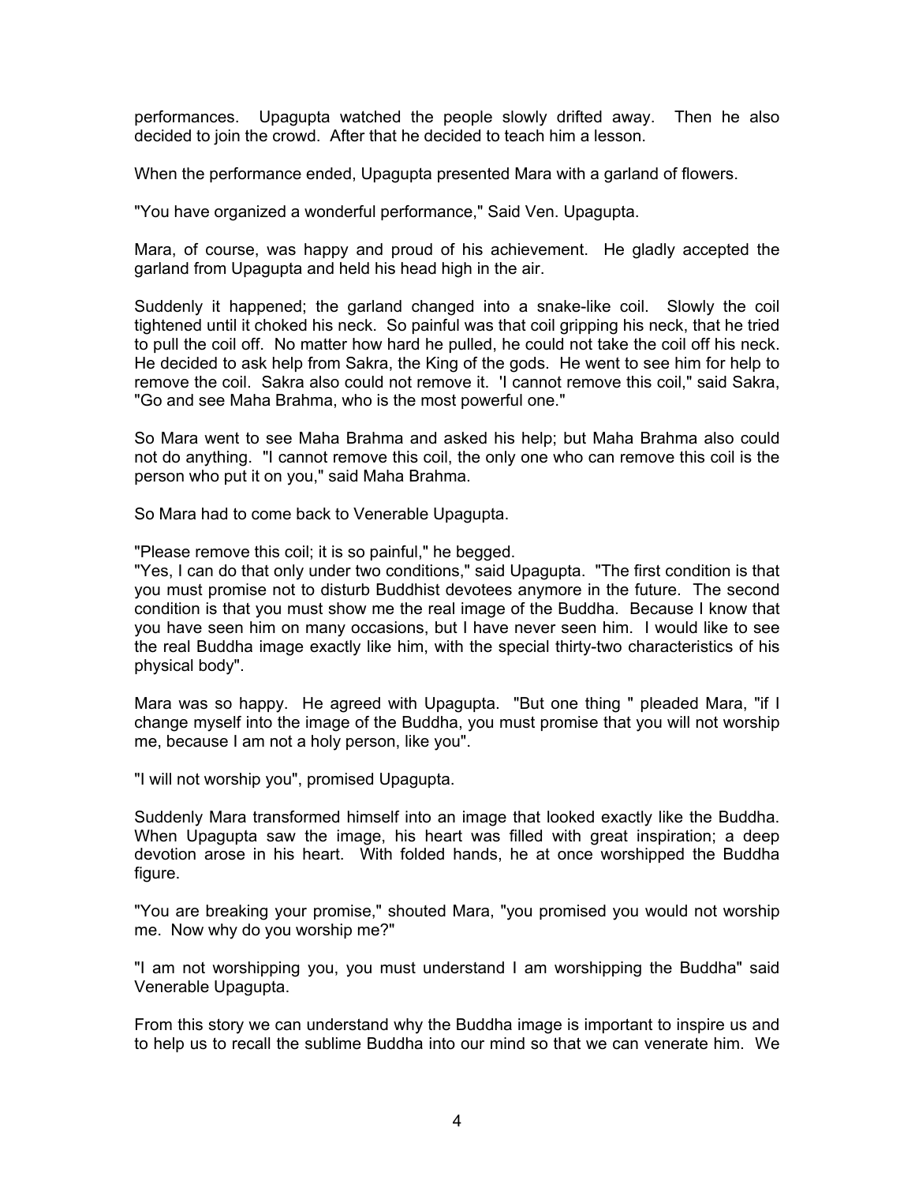performances. Upagupta watched the people slowly drifted away. Then he also decided to join the crowd. After that he decided to teach him a lesson.

When the performance ended, Upagupta presented Mara with a garland of flowers.

"You have organized a wonderful performance," Said Ven. Upagupta.

Mara, of course, was happy and proud of his achievement. He gladly accepted the garland from Upagupta and held his head high in the air.

Suddenly it happened; the garland changed into a snake-like coil. Slowly the coil tightened until it choked his neck. So painful was that coil gripping his neck, that he tried to pull the coil off. No matter how hard he pulled, he could not take the coil off his neck. He decided to ask help from Sakra, the King of the gods. He went to see him for help to remove the coil. Sakra also could not remove it. 'I cannot remove this coil," said Sakra, "Go and see Maha Brahma, who is the most powerful one."

So Mara went to see Maha Brahma and asked his help; but Maha Brahma also could not do anything. "I cannot remove this coil, the only one who can remove this coil is the person who put it on you," said Maha Brahma.

So Mara had to come back to Venerable Upagupta.

"Please remove this coil; it is so painful," he begged.

"Yes, I can do that only under two conditions," said Upagupta. "The first condition is that you must promise not to disturb Buddhist devotees anymore in the future. The second condition is that you must show me the real image of the Buddha. Because I know that you have seen him on many occasions, but I have never seen him. I would like to see the real Buddha image exactly like him, with the special thirty-two characteristics of his physical body".

Mara was so happy. He agreed with Upagupta. "But one thing " pleaded Mara, "if I change myself into the image of the Buddha, you must promise that you will not worship me, because I am not a holy person, like you".

"I will not worship you", promised Upagupta.

Suddenly Mara transformed himself into an image that looked exactly like the Buddha. When Upagupta saw the image, his heart was filled with great inspiration; a deep devotion arose in his heart. With folded hands, he at once worshipped the Buddha figure.

"You are breaking your promise," shouted Mara, "you promised you would not worship me. Now why do you worship me?"

"I am not worshipping you, you must understand I am worshipping the Buddha" said Venerable Upagupta.

From this story we can understand why the Buddha image is important to inspire us and to help us to recall the sublime Buddha into our mind so that we can venerate him. We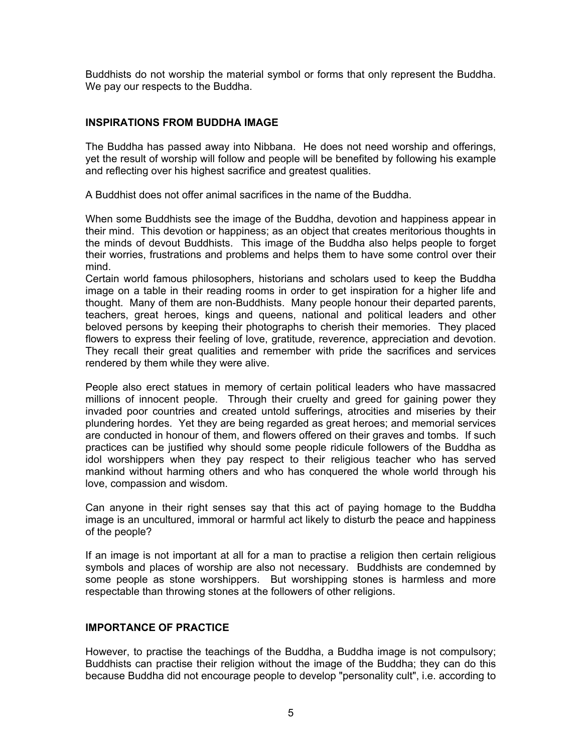Buddhists do not worship the material symbol or forms that only represent the Buddha. We pay our respects to the Buddha.

## INSPIRATIONS FROM BUDDHA IMAGE

The Buddha has passed away into Nibbana. He does not need worship and offerings, yet the result of worship will follow and people will be benefited by following his example and reflecting over his highest sacrifice and greatest qualities.

A Buddhist does not offer animal sacrifices in the name of the Buddha.

When some Buddhists see the image of the Buddha, devotion and happiness appear in their mind. This devotion or happiness; as an object that creates meritorious thoughts in the minds of devout Buddhists. This image of the Buddha also helps people to forget their worries, frustrations and problems and helps them to have some control over their mind.

Certain world famous philosophers, historians and scholars used to keep the Buddha image on a table in their reading rooms in order to get inspiration for a higher life and thought. Many of them are non-Buddhists. Many people honour their departed parents, teachers, great heroes, kings and queens, national and political leaders and other beloved persons by keeping their photographs to cherish their memories. They placed flowers to express their feeling of love, gratitude, reverence, appreciation and devotion. They recall their great qualities and remember with pride the sacrifices and services rendered by them while they were alive.

People also erect statues in memory of certain political leaders who have massacred millions of innocent people. Through their cruelty and greed for gaining power they invaded poor countries and created untold sufferings, atrocities and miseries by their plundering hordes. Yet they are being regarded as great heroes; and memorial services are conducted in honour of them, and flowers offered on their graves and tombs. If such practices can be justified why should some people ridicule followers of the Buddha as idol worshippers when they pay respect to their religious teacher who has served mankind without harming others and who has conquered the whole world through his love, compassion and wisdom.

Can anyone in their right senses say that this act of paying homage to the Buddha image is an uncultured, immoral or harmful act likely to disturb the peace and happiness of the people?

If an image is not important at all for a man to practise a religion then certain religious symbols and places of worship are also not necessary. Buddhists are condemned by some people as stone worshippers. But worshipping stones is harmless and more respectable than throwing stones at the followers of other religions.

## IMPORTANCE OF PRACTICE

However, to practise the teachings of the Buddha, a Buddha image is not compulsory; Buddhists can practise their religion without the image of the Buddha; they can do this because Buddha did not encourage people to develop "personality cult", i.e. according to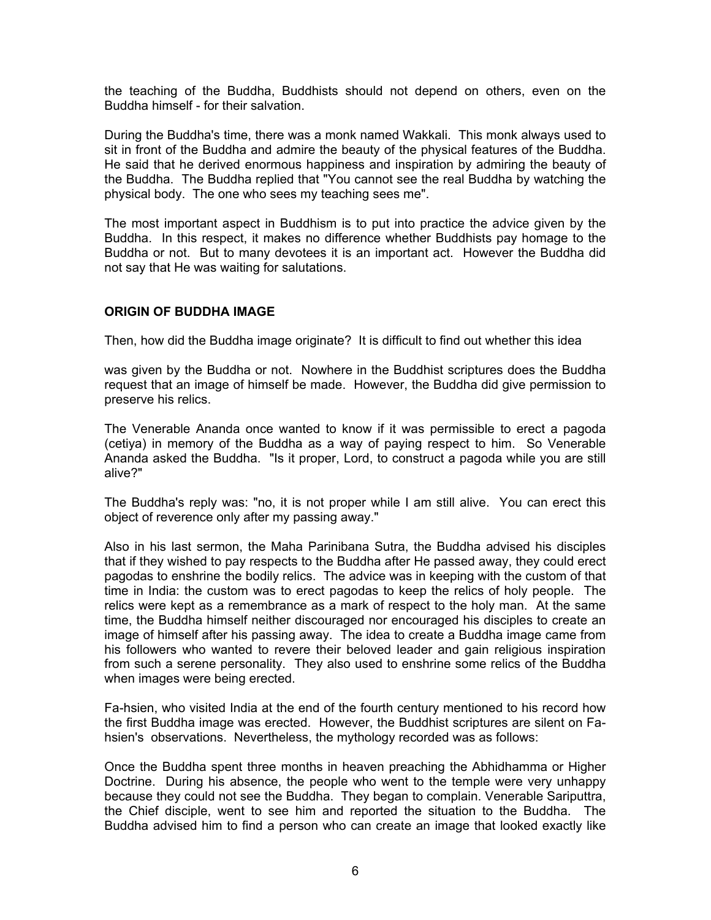the teaching of the Buddha, Buddhists should not depend on others, even on the Buddha himself - for their salvation.

During the Buddha's time, there was a monk named Wakkali. This monk always used to sit in front of the Buddha and admire the beauty of the physical features of the Buddha. He said that he derived enormous happiness and inspiration by admiring the beauty of the Buddha. The Buddha replied that "You cannot see the real Buddha by watching the physical body. The one who sees my teaching sees me".

The most important aspect in Buddhism is to put into practice the advice given by the Buddha. In this respect, it makes no difference whether Buddhists pay homage to the Buddha or not. But to many devotees it is an important act. However the Buddha did not say that He was waiting for salutations.

## ORIGIN OF BUDDHA IMAGE

Then, how did the Buddha image originate? It is difficult to find out whether this idea was given by the Buddha or not. Nowhere in the Buddhist scriptures does the Buddha request that an image of himself be made. However, the Buddha did give permission to preserve his relics.

The Venerable Ananda once wanted to know if it was permissible to erect a pagoda (cetiya) in memory of the Buddha as a way of paying respect to him. So Venerable Ananda asked the Buddha. "Is it proper, Lord, to construct a pagoda while you are still alive?"

The Buddha's reply was: "no, it is not proper while I am still alive. You can erect this object of reverence only after my passing away."

Also in his last sermon, the Maha Parinibana Sutra, the Buddha advised his disciples that if they wished to pay respects to the Buddha after He passed away, they could erect pagodas to enshrine the bodily relics. The advice was in keeping with the custom of that time in India: the custom was to erect pagodas to keep the relics of holy people. The relics were kept as a remembrance as a mark of respect to the holy man. At the same time, the Buddha himself neither discouraged nor encouraged his disciples to create an image of himself after his passing away. The idea to create a Buddha image came from his followers who wanted to revere their beloved leader and gain religious inspiration from such a serene personality. They also used to enshrine some relics of the Buddha when images were being erected.

Fa-hsien, who visited India at the end of the fourth century mentioned to his record how the first Buddha image was erected. However, the Buddhist scriptures are silent on Fa-hsien's observations. Nevertheless, the mythology recorded was as follows:

Once the Buddha spent three months in heaven preaching the Abhidhamma or Higher Doctrine. During his absence, the people who went to the temple were very unhappy because they could not see the Buddha. They began to complain. Venerable Sariputtra, the Chief disciple, went to see him and reported the situation to the Buddha. The Buddha advised him to find a person who can create an image that looked exactly like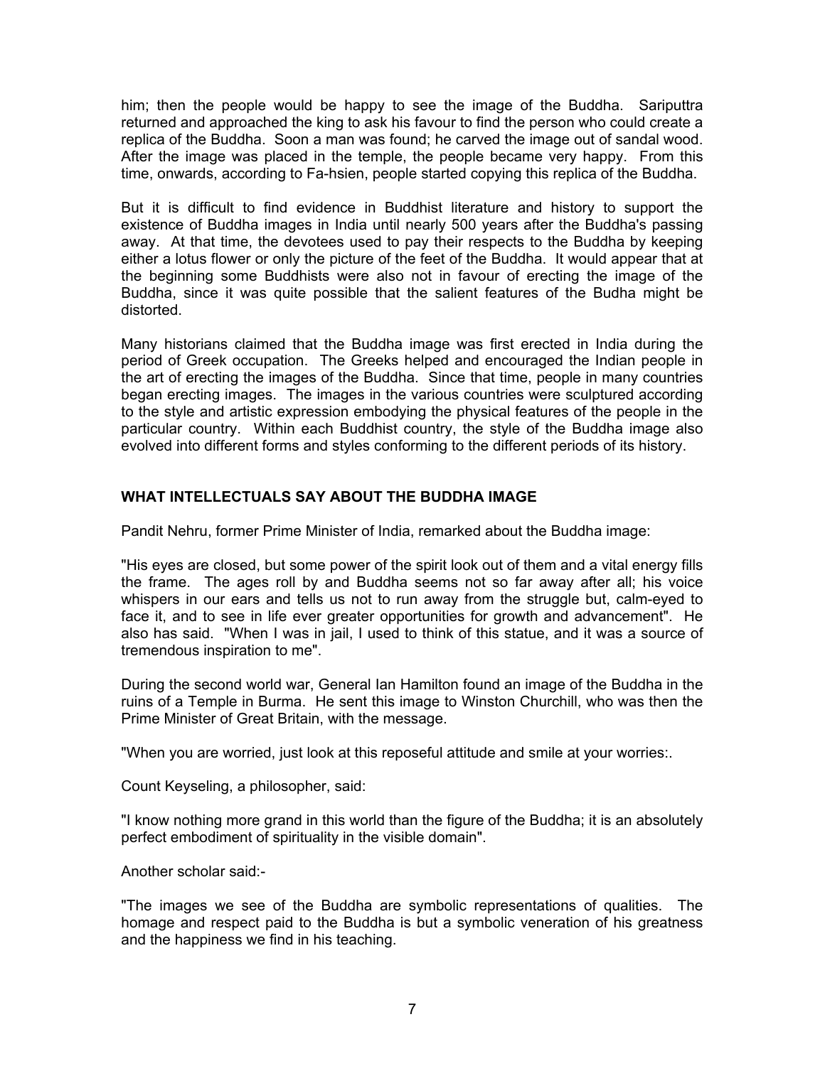him; then the people would be happy to see the image of the Buddha. Sariputtra returned and approached the king to ask his favour to find the person who could create a replica of the Buddha. Soon a man was found; he carved the image out of sandal wood. After the image was placed in the temple, the people became very happy. From this time, onwards, according to Fa-hsien, people started copying this replica of the Buddha.

But it is difficult to find evidence in Buddhist literature and history to support the existence of Buddha images in India until nearly 500 years after the Buddha's passing away. At that time, the devotees used to pay their respects to the Buddha by keeping either a lotus flower or only the picture of the feet of the Buddha. It would appear that at the beginning some Buddhists were also not in favour of erecting the image of the Buddha, since it was quite possible that the salient features of the Budha might be distorted.

Many historians claimed that the Buddha image was first erected in India during the period of Greek occupation. The Greeks helped and encouraged the Indian people in the art of erecting the images of the Buddha. Since that time, people in many countries began erecting images. The images in the various countries were sculptured according to the style and artistic expression embodying the physical features of the people in the particular country. Within each Buddhist country, the style of the Buddha image also evolved into different forms and styles conforming to the different periods of its history.

## WHAT INTELLECTUALS SAY ABOUT THE BUDDHA IMAGE

Pandit Nehru, former Prime Minister of India, remarked about the Buddha image:

"His eyes are closed, but some power of the spirit look out of them and a vital energy fills the frame. The ages roll by and Buddha seems not so far away after all; his voice whispers in our ears and tells us not to run away from the struggle but, calm-eyed to face it, and to see in life ever greater opportunities for growth and advancement". He also has said. "When I was in jail, I used to think of this statue, and it was a source of tremendous inspiration to me".

During the second world war, General Ian Hamilton found an image of the Buddha in the ruins of a Temple in Burma. He sent this image to Winston Churchill, who was then the Prime Minister of Great Britain, with the message.

"When you are worried, just look at this reposeful attitude and smile at your worries:.

Count Keyseling, a philosopher, said:

"I know nothing more grand in this world than the figure of the Buddha; it is an absolutely perfect embodiment of spirituality in the visible domain".

Another scholar said:-

"The images we see of the Buddha are symbolic representations of qualities. The homage and respect paid to the Buddha is but a symbolic veneration of his greatness and the happiness we find in his teaching.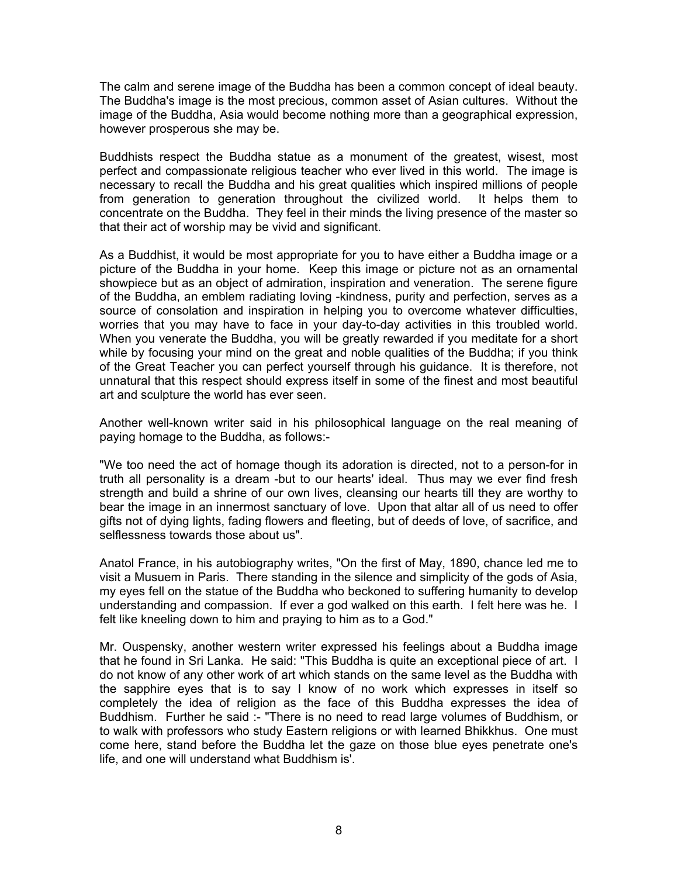The calm and serene image of the Buddha has been a common concept of ideal beauty. The Buddha's image is the most precious, common asset of Asian cultures. Without the image of the Buddha, Asia would become nothing more than a geographical expression, however prosperous she may be.

Buddhists respect the Buddha statue as a monument of the greatest, wisest, most perfect and compassionate religious teacher who ever lived in this world. The image is necessary to recall the Buddha and his great qualities which inspired millions of people from generation to generation throughout the civilized world. It helps them to concentrate on the Buddha. They feel in their minds the living presence of the master so that their act of worship may be vivid and significant.

As a Buddhist, it would be most appropriate for you to have either a Buddha image or a picture of the Buddha in your home. Keep this image or picture not as an ornamental showpiece but as an object of admiration, inspiration and veneration. The serene figure of the Buddha, an emblem radiating loving -kindness, purity and perfection, serves as a source of consolation and inspiration in helping you to overcome whatever difficulties, worries that you may have to face in your day-to-day activities in this troubled world. When you venerate the Buddha, you will be greatly rewarded if you meditate for a short while by focusing your mind on the great and noble qualities of the Buddha; if you think of the Great Teacher you can perfect yourself through his guidance. It is therefore, not unnatural that this respect should express itself in some of the finest and most beautiful art and sculpture the world has ever seen.

Another well-known writer said in his philosophical language on the real meaning of paying homage to the Buddha, as follows:-

"We too need the act of homage though its adoration is directed, not to a person-for in truth all personality is a dream -but to our hearts' ideal. Thus may we ever find fresh strength and build a shrine of our own lives, cleansing our hearts till they are worthy to bear the image in an innermost sanctuary of love. Upon that altar all of us need to offer gifts not of dying lights, fading flowers and fleeting, but of deeds of love, of sacrifice, and selflessness towards those about us".

Anatol France, in his autobiography writes, "On the first of May, 1890, chance led me to visit a Musuem in Paris. There standing in the silence and simplicity of the gods of Asia, my eyes fell on the statue of the Buddha who beckoned to suffering humanity to develop understanding and compassion. If ever a god walked on this earth. I felt here was he. I felt like kneeling down to him and praying to him as to a God."

Mr. Ouspensky, another western writer expressed his feelings about a Buddha image that he found in Sri Lanka. He said: "This Buddha is quite an exceptional piece of art. I do not know of any other work of art which stands on the same level as the Buddha with the sapphire eyes that is to say I know of no work which expresses in itself so completely the idea of religion as the face of this Buddha expresses the idea of Buddhism. Further he said :- "There is no need to read large volumes of Buddhism, or to walk with professors who study Eastern religions or with learned Bhikkhus. One must come here, stand before the Buddha let the gaze on those blue eyes penetrate one's life, and one will understand what Buddhism is'.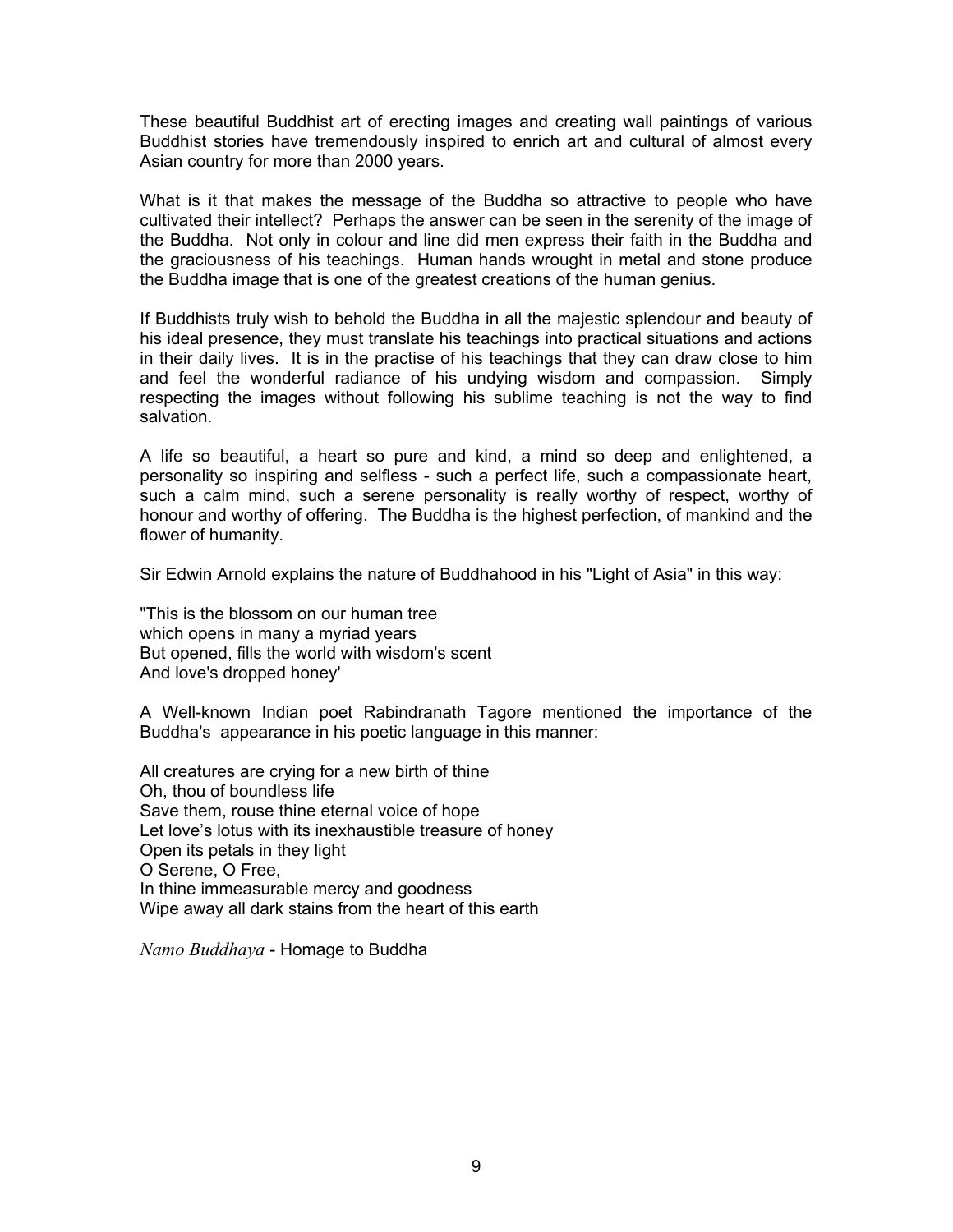These beautiful Buddhist art of erecting images and creating wall paintings of various Buddhist stories have tremendously inspired to enrich art and cultural of almost every Asian country for more than 2000 years.

What is it that makes the message of the Buddha so attractive to people who have cultivated their intellect? Perhaps the answer can be seen in the serenity of the image of the Buddha. Not only in colour and line did men express their faith in the Buddha and the graciousness of his teachings. Human hands wrought in metal and stone produce the Buddha image that is one of the greatest creations of the human genius.

If Buddhists truly wish to behold the Buddha in all the majestic splendour and beauty of his ideal presence, they must translate his teachings into practical situations and actions in their daily lives. It is in the practise of his teachings that they can draw close to him and feel the wonderful radiance of his undying wisdom and compassion. Simply respecting the images without following his sublime teaching is not the way to find salvation.

A life so beautiful, a heart so pure and kind, a mind so deep and enlightened, a personality so inspiring and selfless - such a perfect life, such a compassionate heart, such a calm mind, such a serene personality is really worthy of respect, worthy of honour and worthy of offering. The Buddha is the highest perfection, of mankind and the flower of humanity.

Sir Edwin Arnold explains the nature of Buddhahood in his "Light of Asia" in this way:

"This is the blossom on our human tree  
which opens in many a myriad years  
But opened, fills the world with wisdom's scent  
And love's dropped honey'

A Well-known Indian poet Rabindranath Tagore mentioned the importance of the Buddha's appearance in his poetic language in this manner:

All creatures are crying for a new birth of thine  
Oh, thou of boundless life  
Save them, rouse thine eternal voice of hope  
Let love's lotus with its inexhaustible treasure of honey  
Open its petals in they light  
O Serene, O Free,  
In thine immeasurable mercy and goodness  
Wipe away all dark stains from the heart of this earth

*Namo Buddhaya* - Homage to Buddha